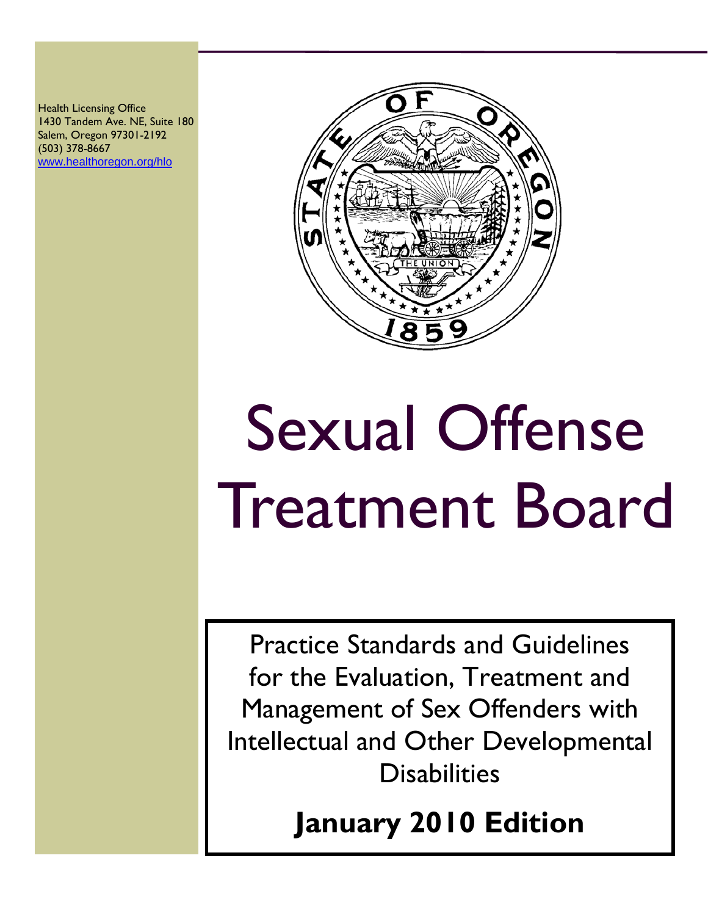Health Licensing Office
1430 Tandem Ave. NE, Suite 180
Salem, Oregon 97301-2192
(503) 378-8667
www.healthoregon.org/hlo

# Sexual Offense Treatment Board

Practice Standards and Guidelines for the Evaluation, Treatment and Management of Sex Offenders with Intellectual and Other Developmental Disabilities

**January 2010 Edition**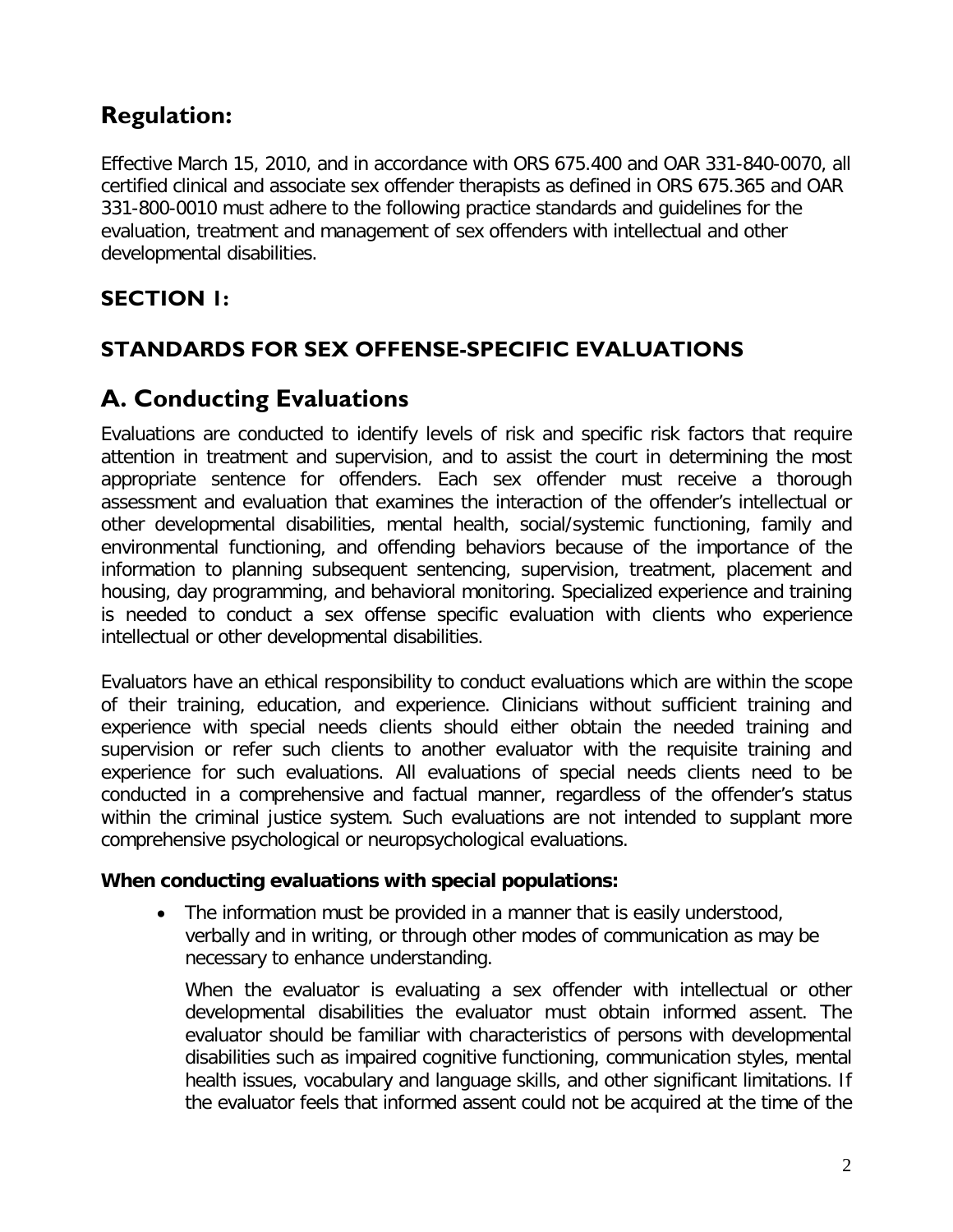## Regulation:

Effective March 15, 2010, and in accordance with ORS 675.400 and OAR 331-840-0070, all certified clinical and associate sex offender therapists as defined in ORS 675.365 and OAR 331-800-0010 must adhere to the following practice standards and guidelines for the evaluation, treatment and management of sex offenders with intellectual and other developmental disabilities.

### SECTION 1:

### STANDARDS FOR SEX OFFENSE-SPECIFIC EVALUATIONS

## A. Conducting Evaluations

Evaluations are conducted to identify levels of risk and specific risk factors that require attention in treatment and supervision, and to assist the court in determining the most appropriate sentence for offenders. Each sex offender must receive a thorough assessment and evaluation that examines the interaction of the offender's intellectual or other developmental disabilities, mental health, social/systemic functioning, family and environmental functioning, and offending behaviors because of the importance of the information to planning subsequent sentencing, supervision, treatment, placement and housing, day programming, and behavioral monitoring. Specialized experience and training is needed to conduct a sex offense specific evaluation with clients who experience intellectual or other developmental disabilities.

Evaluators have an ethical responsibility to conduct evaluations which are within the scope of their training, education, and experience. Clinicians without sufficient training and experience with special needs clients should either obtain the needed training and supervision or refer such clients to another evaluator with the requisite training and experience for such evaluations. All evaluations of special needs clients need to be conducted in a comprehensive and factual manner, regardless of the offender's status within the criminal justice system. Such evaluations are not intended to supplant more comprehensive psychological or neuropsychological evaluations.

**When conducting evaluations with special populations:**

- The information must be provided in a manner that is easily understood, verbally and in writing, or through other modes of communication as may be necessary to enhance understanding.

  When the evaluator is evaluating a sex offender with intellectual or other developmental disabilities the evaluator must obtain informed assent. The evaluator should be familiar with characteristics of persons with developmental disabilities such as impaired cognitive functioning, communication styles, mental health issues, vocabulary and language skills, and other significant limitations. If the evaluator feels that informed assent could not be acquired at the time of the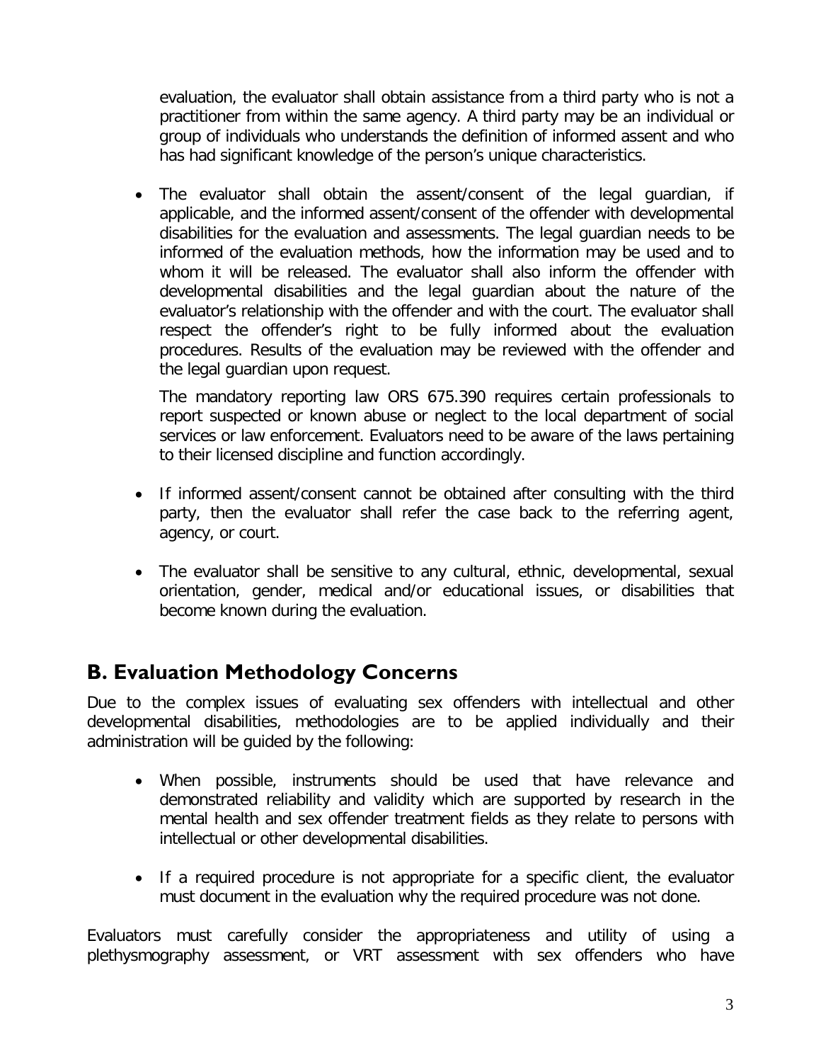evaluation, the evaluator shall obtain assistance from a third party who is not a practitioner from within the same agency. A third party may be an individual or group of individuals who understands the definition of informed assent and who has had significant knowledge of the person's unique characteristics.

- The evaluator shall obtain the assent/consent of the legal guardian, if applicable, and the informed assent/consent of the offender with developmental disabilities for the evaluation and assessments. The legal guardian needs to be informed of the evaluation methods, how the information may be used and to whom it will be released. The evaluator shall also inform the offender with developmental disabilities and the legal guardian about the nature of the evaluator's relationship with the offender and with the court. The evaluator shall respect the offender's right to be fully informed about the evaluation procedures. Results of the evaluation may be reviewed with the offender and the legal guardian upon request.

  The mandatory reporting law ORS 675.390 requires certain professionals to report suspected or known abuse or neglect to the local department of social services or law enforcement. Evaluators need to be aware of the laws pertaining to their licensed discipline and function accordingly.

- If informed assent/consent cannot be obtained after consulting with the third party, then the evaluator shall refer the case back to the referring agent, agency, or court.

- The evaluator shall be sensitive to any cultural, ethnic, developmental, sexual orientation, gender, medical and/or educational issues, or disabilities that become known during the evaluation.

## B. Evaluation Methodology Concerns

Due to the complex issues of evaluating sex offenders with intellectual and other developmental disabilities, methodologies are to be applied individually and their administration will be guided by the following:

- When possible, instruments should be used that have relevance and demonstrated reliability and validity which are supported by research in the mental health and sex offender treatment fields as they relate to persons with intellectual or other developmental disabilities.

- If a required procedure is not appropriate for a specific client, the evaluator must document in the evaluation why the required procedure was not done.

Evaluators must carefully consider the appropriateness and utility of using a plethysmography assessment, or VRT assessment with sex offenders who have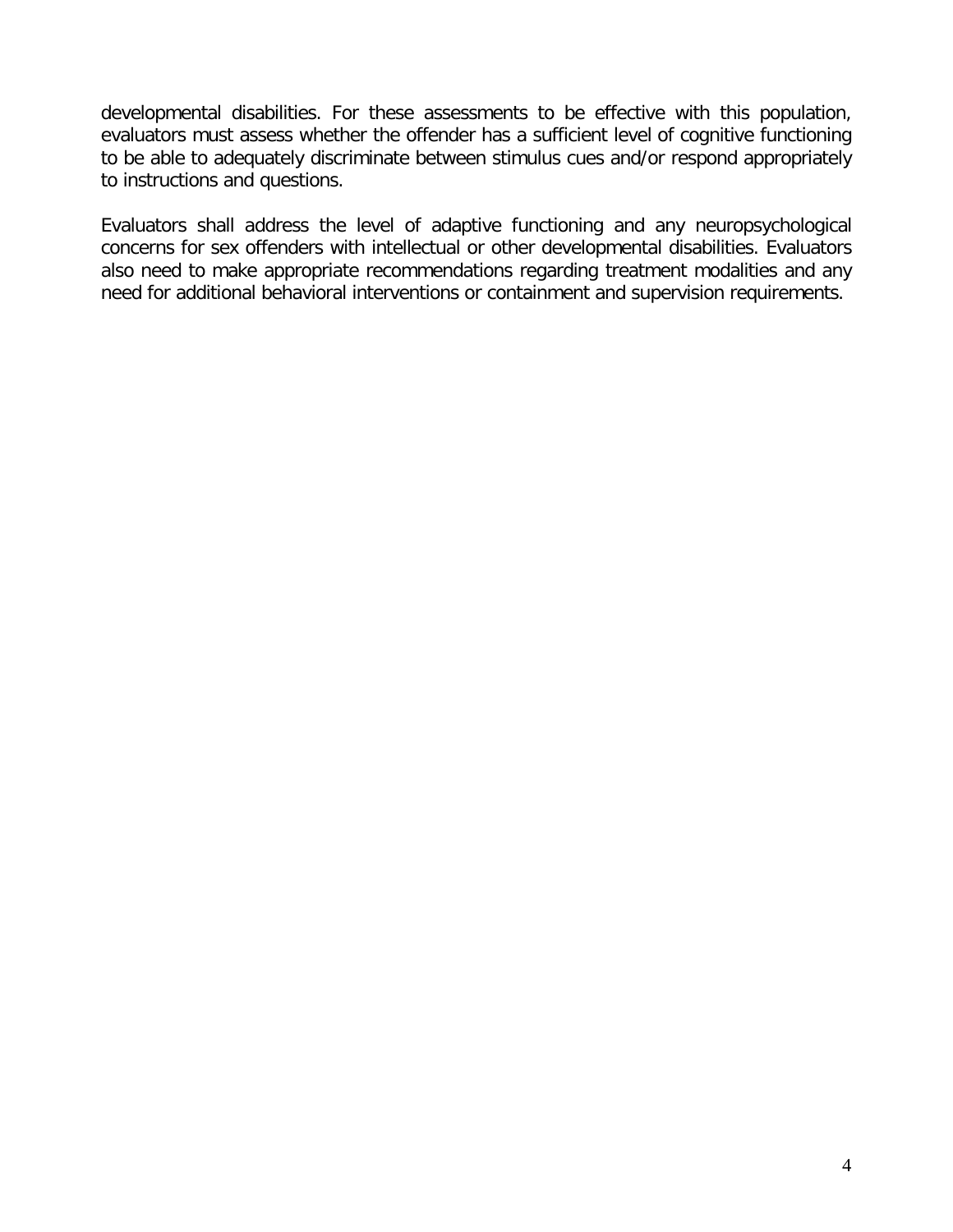developmental disabilities. For these assessments to be effective with this population, evaluators must assess whether the offender has a sufficient level of cognitive functioning to be able to adequately discriminate between stimulus cues and/or respond appropriately to instructions and questions.

Evaluators shall address the level of adaptive functioning and any neuropsychological concerns for sex offenders with intellectual or other developmental disabilities. Evaluators also need to make appropriate recommendations regarding treatment modalities and any need for additional behavioral interventions or containment and supervision requirements.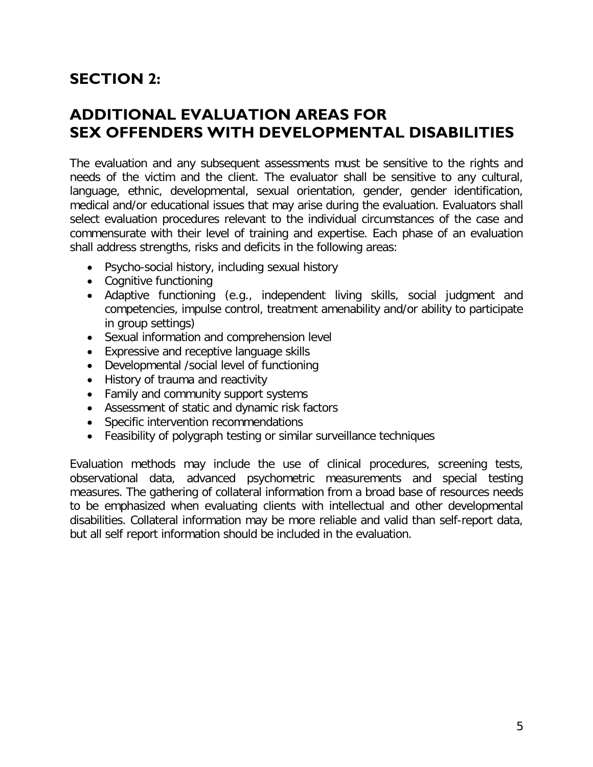## SECTION 2:

## ADDITIONAL EVALUATION AREAS FOR SEX OFFENDERS WITH DEVELOPMENTAL DISABILITIES

The evaluation and any subsequent assessments must be sensitive to the rights and needs of the victim and the client. The evaluator shall be sensitive to any cultural, language, ethnic, developmental, sexual orientation, gender, gender identification, medical and/or educational issues that may arise during the evaluation. Evaluators shall select evaluation procedures relevant to the individual circumstances of the case and commensurate with their level of training and expertise. Each phase of an evaluation shall address strengths, risks and deficits in the following areas:

- Psycho-social history, including sexual history
- Cognitive functioning
- Adaptive functioning (e.g., independent living skills, social judgment and competencies, impulse control, treatment amenability and/or ability to participate in group settings)
- Sexual information and comprehension level
- Expressive and receptive language skills
- Developmental /social level of functioning
- History of trauma and reactivity
- Family and community support systems
- Assessment of static and dynamic risk factors
- Specific intervention recommendations
- Feasibility of polygraph testing or similar surveillance techniques

Evaluation methods may include the use of clinical procedures, screening tests, observational data, advanced psychometric measurements and special testing measures. The gathering of collateral information from a broad base of resources needs to be emphasized when evaluating clients with intellectual and other developmental disabilities. Collateral information may be more reliable and valid than self-report data, but all self report information should be included in the evaluation.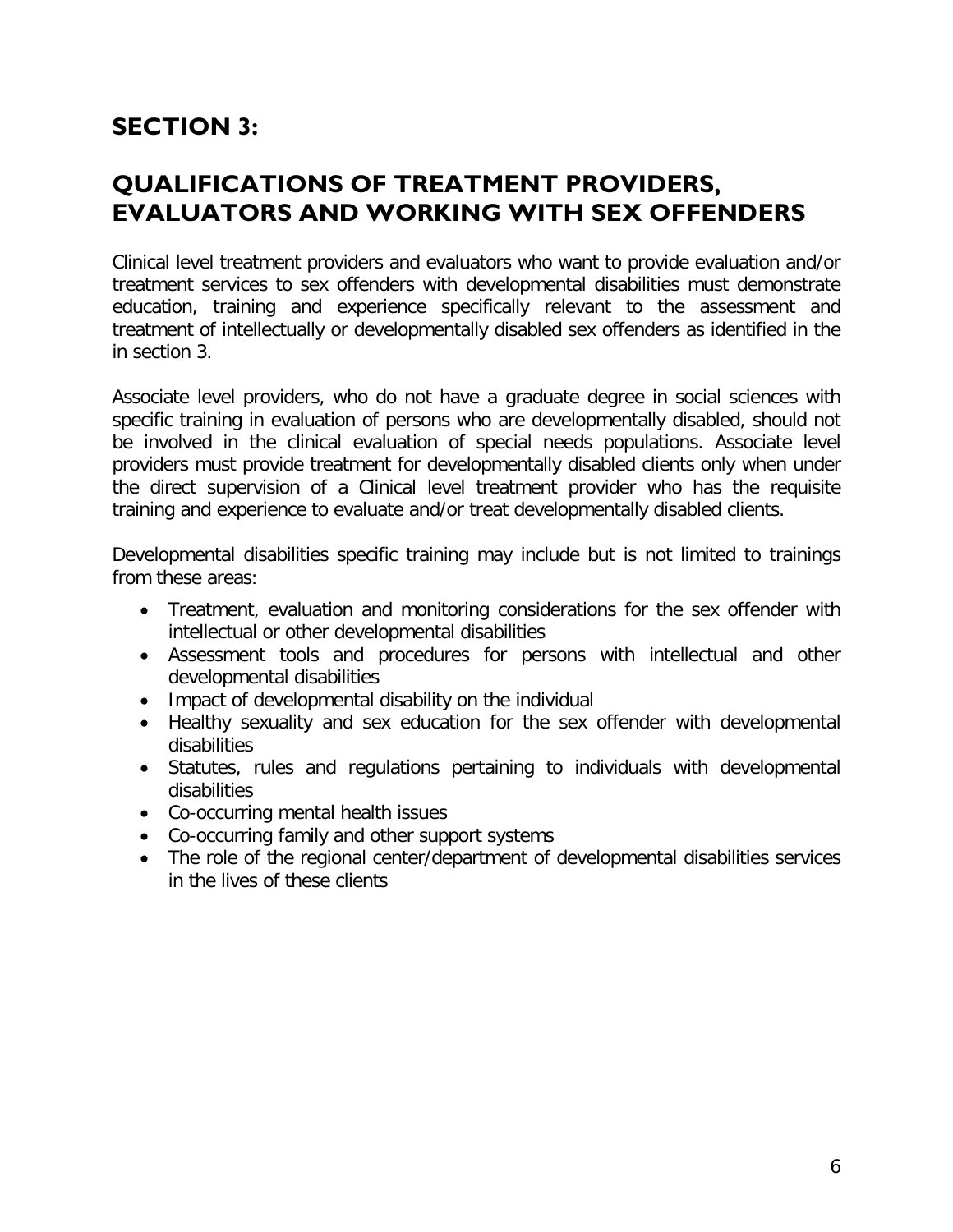## SECTION 3:

## QUALIFICATIONS OF TREATMENT PROVIDERS, EVALUATORS AND WORKING WITH SEX OFFENDERS

Clinical level treatment providers and evaluators who want to provide evaluation and/or treatment services to sex offenders with developmental disabilities must demonstrate education, training and experience specifically relevant to the assessment and treatment of intellectually or developmentally disabled sex offenders as identified in the in section 3.

Associate level providers, who do not have a graduate degree in social sciences with specific training in evaluation of persons who are developmentally disabled, should not be involved in the clinical evaluation of special needs populations. Associate level providers must provide treatment for developmentally disabled clients only when under the direct supervision of a Clinical level treatment provider who has the requisite training and experience to evaluate and/or treat developmentally disabled clients.

Developmental disabilities specific training may include but is not limited to trainings from these areas:

- Treatment, evaluation and monitoring considerations for the sex offender with intellectual or other developmental disabilities
- Assessment tools and procedures for persons with intellectual and other developmental disabilities
- Impact of developmental disability on the individual
- Healthy sexuality and sex education for the sex offender with developmental disabilities
- Statutes, rules and regulations pertaining to individuals with developmental disabilities
- Co-occurring mental health issues
- Co-occurring family and other support systems
- The role of the regional center/department of developmental disabilities services in the lives of these clients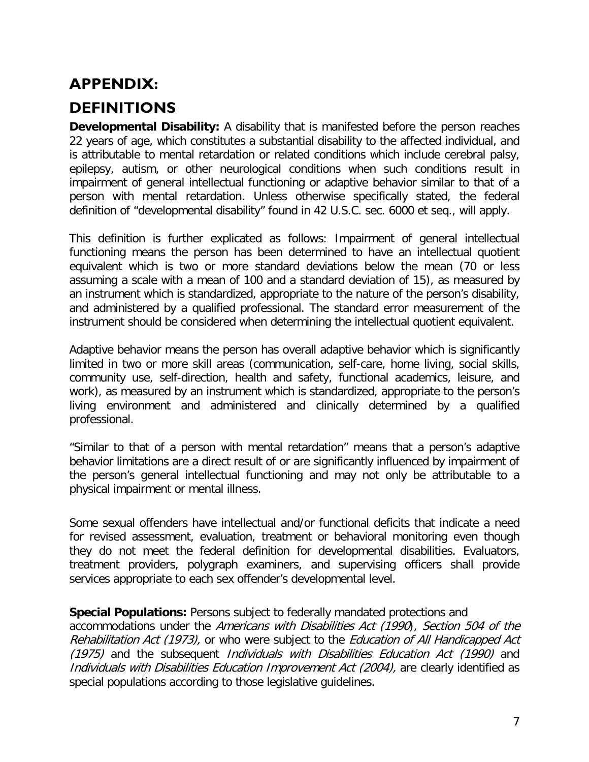# APPENDIX:

# DEFINITIONS

**Developmental Disability:** A disability that is manifested before the person reaches 22 years of age, which constitutes a substantial disability to the affected individual, and is attributable to mental retardation or related conditions which include cerebral palsy, epilepsy, autism, or other neurological conditions when such conditions result in impairment of general intellectual functioning or adaptive behavior similar to that of a person with mental retardation. Unless otherwise specifically stated, the federal definition of "developmental disability" found in 42 U.S.C. sec. 6000 et seq., will apply.

This definition is further explicated as follows: Impairment of general intellectual functioning means the person has been determined to have an intellectual quotient equivalent which is two or more standard deviations below the mean (70 or less assuming a scale with a mean of 100 and a standard deviation of 15), as measured by an instrument which is standardized, appropriate to the nature of the person's disability, and administered by a qualified professional. The standard error measurement of the instrument should be considered when determining the intellectual quotient equivalent.

Adaptive behavior means the person has overall adaptive behavior which is significantly limited in two or more skill areas (communication, self-care, home living, social skills, community use, self-direction, health and safety, functional academics, leisure, and work), as measured by an instrument which is standardized, appropriate to the person's living environment and administered and clinically determined by a qualified professional.

"Similar to that of a person with mental retardation" means that a person's adaptive behavior limitations are a direct result of or are significantly influenced by impairment of the person's general intellectual functioning and may not only be attributable to a physical impairment or mental illness.

Some sexual offenders have intellectual and/or functional deficits that indicate a need for revised assessment, evaluation, treatment or behavioral monitoring even though they do not meet the federal definition for developmental disabilities. Evaluators, treatment providers, polygraph examiners, and supervising officers shall provide services appropriate to each sex offender's developmental level.

**Special Populations:** Persons subject to federally mandated protections and accommodations under the *Americans with Disabilities Act (1990)*, *Section 504 of the Rehabilitation Act (1973),* or who were subject to the *Education of All Handicapped Act (1975)* and the subsequent *Individuals with Disabilities Education Act (1990)* and *Individuals with Disabilities Education Improvement Act (2004),* are clearly identified as special populations according to those legislative guidelines.